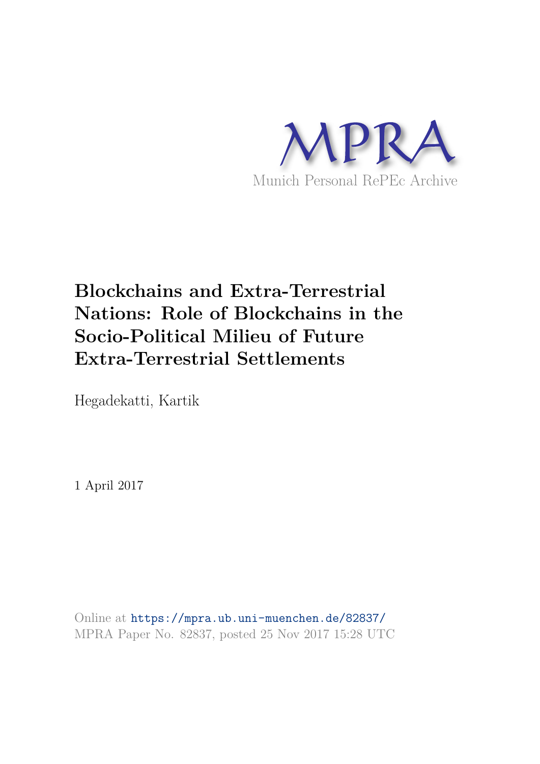MPRA

Munich Personal RePEc Archive

# Blockchains and Extra-Terrestrial Nations: Role of Blockchains in the Socio-Political Milieu of Future Extra-Terrestrial Settlements

Hegadekatti, Kartik

1 April 2017

Online at https://mpra.ub.uni-muenchen.de/82837/
MPRA Paper No. 82837, posted 25 Nov 2017 15:28 UTC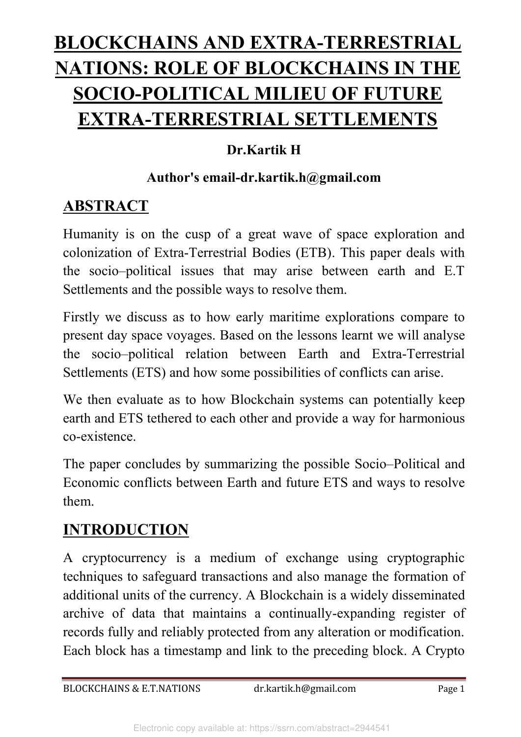# BLOCKCHAINS AND EXTRA-TERRESTRIAL NATIONS: ROLE OF BLOCKCHAINS IN THE SOCIO-POLITICAL MILIEU OF FUTURE EXTRA-TERRESTRIAL SETTLEMENTS

**Dr.Kartik H**

**Author's email-dr.kartik.h@gmail.com**

## ABSTRACT

Humanity is on the cusp of a great wave of space exploration and colonization of Extra-Terrestrial Bodies (ETB). This paper deals with the socio–political issues that may arise between earth and E.T Settlements and the possible ways to resolve them.

Firstly we discuss as to how early maritime explorations compare to present day space voyages. Based on the lessons learnt we will analyse the socio–political relation between Earth and Extra-Terrestrial Settlements (ETS) and how some possibilities of conflicts can arise.

We then evaluate as to how Blockchain systems can potentially keep earth and ETS tethered to each other and provide a way for harmonious co-existence.

The paper concludes by summarizing the possible Socio–Political and Economic conflicts between Earth and future ETS and ways to resolve them.

## INTRODUCTION

A cryptocurrency is a medium of exchange using cryptographic techniques to safeguard transactions and also manage the formation of additional units of the currency. A Blockchain is a widely disseminated archive of data that maintains a continually-expanding register of records fully and reliably protected from any alteration or modification. Each block has a timestamp and link to the preceding block. A Crypto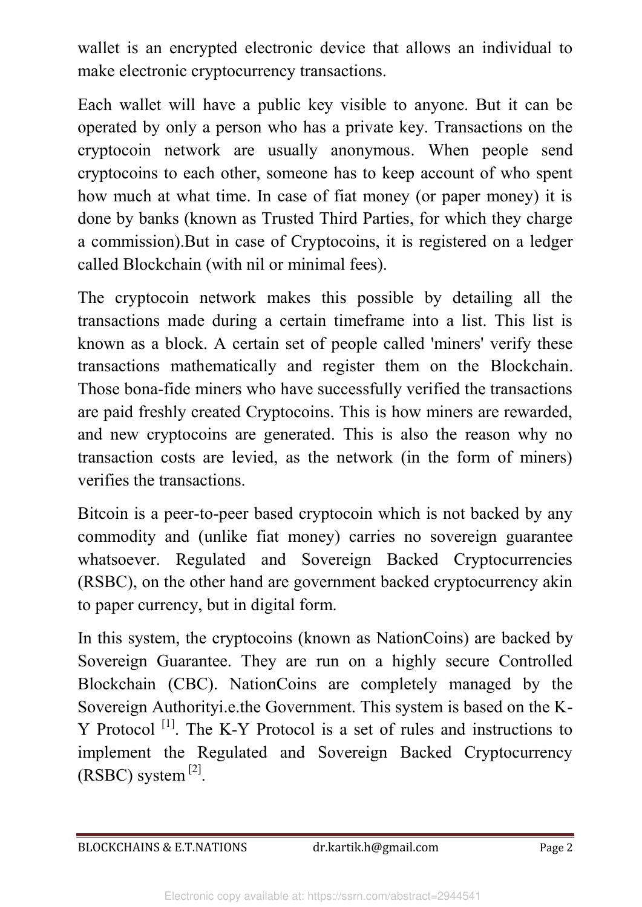wallet is an encrypted electronic device that allows an individual to make electronic cryptocurrency transactions.

Each wallet will have a public key visible to anyone. But it can be operated by only a person who has a private key. Transactions on the cryptocoin network are usually anonymous. When people send cryptocoins to each other, someone has to keep account of who spent how much at what time. In case of fiat money (or paper money) it is done by banks (known as Trusted Third Parties, for which they charge a commission).But in case of Cryptocoins, it is registered on a ledger called Blockchain (with nil or minimal fees).

The cryptocoin network makes this possible by detailing all the transactions made during a certain timeframe into a list. This list is known as a block. A certain set of people called 'miners' verify these transactions mathematically and register them on the Blockchain. Those bona-fide miners who have successfully verified the transactions are paid freshly created Cryptocoins. This is how miners are rewarded, and new cryptocoins are generated. This is also the reason why no transaction costs are levied, as the network (in the form of miners) verifies the transactions.

Bitcoin is a peer-to-peer based cryptocoin which is not backed by any commodity and (unlike fiat money) carries no sovereign guarantee whatsoever. Regulated and Sovereign Backed Cryptocurrencies (RSBC), on the other hand are government backed cryptocurrency akin to paper currency, but in digital form.

In this system, the cryptocoins (known as NationCoins) are backed by Sovereign Guarantee. They are run on a highly secure Controlled Blockchain (CBC). NationCoins are completely managed by the Sovereign Authorityi.e.the Government. This system is based on the K-Y Protocol [1]. The K-Y Protocol is a set of rules and instructions to implement the Regulated and Sovereign Backed Cryptocurrency (RSBC) system [2].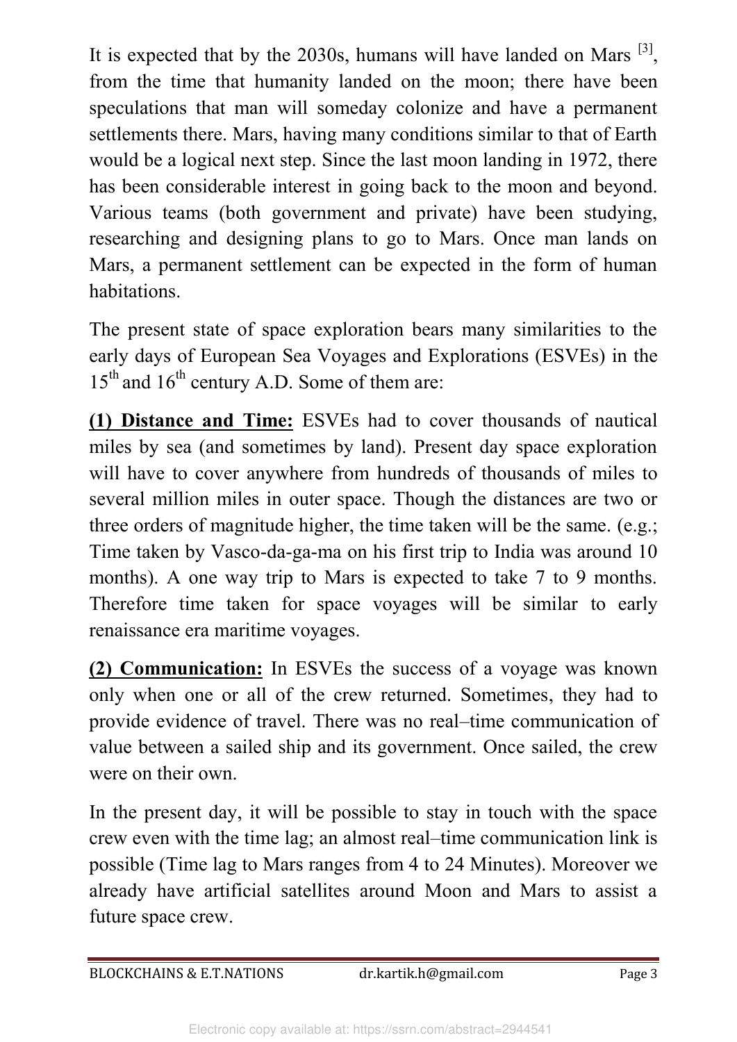It is expected that by the 2030s, humans will have landed on Mars [3], from the time that humanity landed on the moon; there have been speculations that man will someday colonize and have a permanent settlements there. Mars, having many conditions similar to that of Earth would be a logical next step. Since the last moon landing in 1972, there has been considerable interest in going back to the moon and beyond. Various teams (both government and private) have been studying, researching and designing plans to go to Mars. Once man lands on Mars, a permanent settlement can be expected in the form of human habitations.

The present state of space exploration bears many similarities to the early days of European Sea Voyages and Explorations (ESVEs) in the 15th and 16th century A.D. Some of them are:

**(1) Distance and Time:** ESVEs had to cover thousands of nautical miles by sea (and sometimes by land). Present day space exploration will have to cover anywhere from hundreds of thousands of miles to several million miles in outer space. Though the distances are two or three orders of magnitude higher, the time taken will be the same. (e.g.; Time taken by Vasco-da-ga-ma on his first trip to India was around 10 months). A one way trip to Mars is expected to take 7 to 9 months. Therefore time taken for space voyages will be similar to early renaissance era maritime voyages.

**(2) Communication:** In ESVEs the success of a voyage was known only when one or all of the crew returned. Sometimes, they had to provide evidence of travel. There was no real–time communication of value between a sailed ship and its government. Once sailed, the crew were on their own.

In the present day, it will be possible to stay in touch with the space crew even with the time lag; an almost real–time communication link is possible (Time lag to Mars ranges from 4 to 24 Minutes). Moreover we already have artificial satellites around Moon and Mars to assist a future space crew.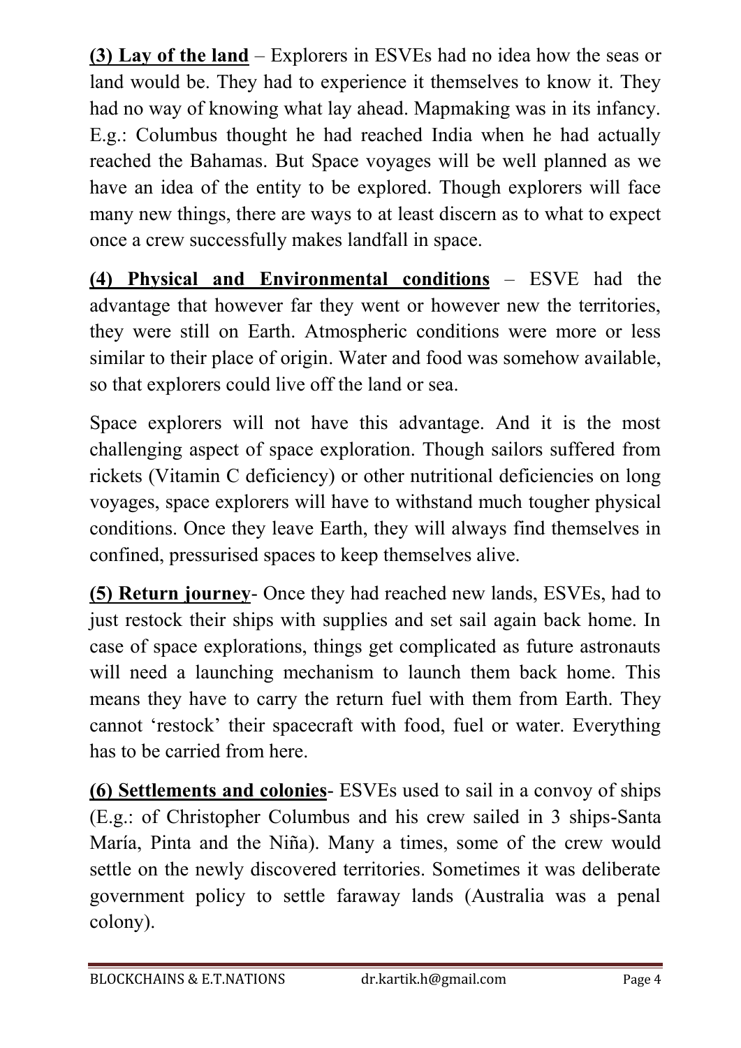**(3) Lay of the land** – Explorers in ESVEs had no idea how the seas or land would be. They had to experience it themselves to know it. They had no way of knowing what lay ahead. Mapmaking was in its infancy. E.g.: Columbus thought he had reached India when he had actually reached the Bahamas. But Space voyages will be well planned as we have an idea of the entity to be explored. Though explorers will face many new things, there are ways to at least discern as to what to expect once a crew successfully makes landfall in space.

**(4) Physical and Environmental conditions** – ESVE had the advantage that however far they went or however new the territories, they were still on Earth. Atmospheric conditions were more or less similar to their place of origin. Water and food was somehow available, so that explorers could live off the land or sea.

Space explorers will not have this advantage. And it is the most challenging aspect of space exploration. Though sailors suffered from rickets (Vitamin C deficiency) or other nutritional deficiencies on long voyages, space explorers will have to withstand much tougher physical conditions. Once they leave Earth, they will always find themselves in confined, pressurised spaces to keep themselves alive.

**(5) Return journey**- Once they had reached new lands, ESVEs, had to just restock their ships with supplies and set sail again back home. In case of space explorations, things get complicated as future astronauts will need a launching mechanism to launch them back home. This means they have to carry the return fuel with them from Earth. They cannot 'restock' their spacecraft with food, fuel or water. Everything has to be carried from here.

**(6) Settlements and colonies**- ESVEs used to sail in a convoy of ships (E.g.: of Christopher Columbus and his crew sailed in 3 ships-Santa María, Pinta and the Niña). Many a times, some of the crew would settle on the newly discovered territories. Sometimes it was deliberate government policy to settle faraway lands (Australia was a penal colony).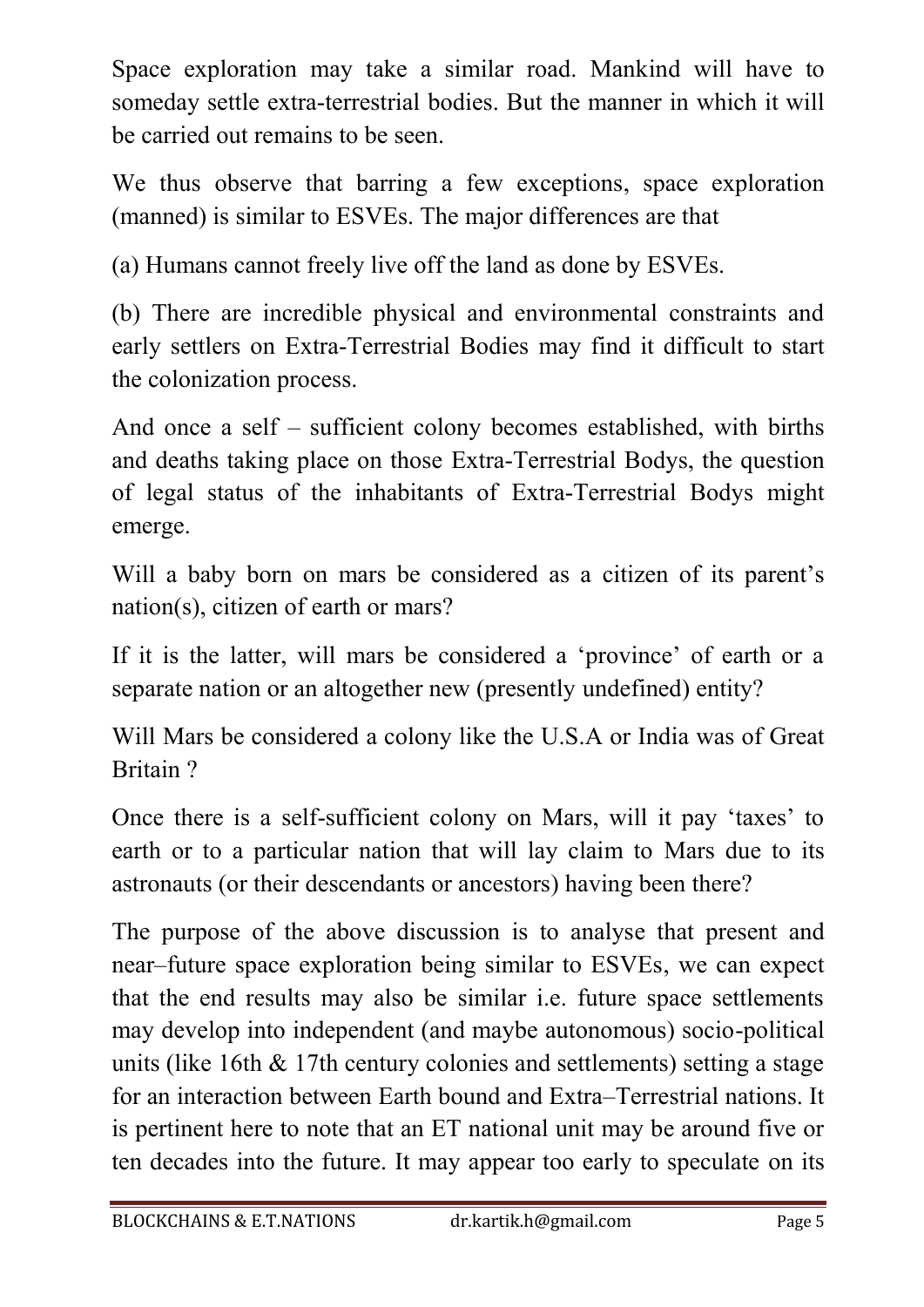Space exploration may take a similar road. Mankind will have to someday settle extra-terrestrial bodies. But the manner in which it will be carried out remains to be seen.

We thus observe that barring a few exceptions, space exploration (manned) is similar to ESVEs. The major differences are that

(a) Humans cannot freely live off the land as done by ESVEs.

(b) There are incredible physical and environmental constraints and early settlers on Extra-Terrestrial Bodies may find it difficult to start the colonization process.

And once a self – sufficient colony becomes established, with births and deaths taking place on those Extra-Terrestrial Bodys, the question of legal status of the inhabitants of Extra-Terrestrial Bodys might emerge.

Will a baby born on mars be considered as a citizen of its parent's nation(s), citizen of earth or mars?

If it is the latter, will mars be considered a 'province' of earth or a separate nation or an altogether new (presently undefined) entity?

Will Mars be considered a colony like the U.S.A or India was of Great Britain ?

Once there is a self-sufficient colony on Mars, will it pay 'taxes' to earth or to a particular nation that will lay claim to Mars due to its astronauts (or their descendants or ancestors) having been there?

The purpose of the above discussion is to analyse that present and near–future space exploration being similar to ESVEs, we can expect that the end results may also be similar i.e. future space settlements may develop into independent (and maybe autonomous) socio-political units (like 16th & 17th century colonies and settlements) setting a stage for an interaction between Earth bound and Extra–Terrestrial nations. It is pertinent here to note that an ET national unit may be around five or ten decades into the future. It may appear too early to speculate on its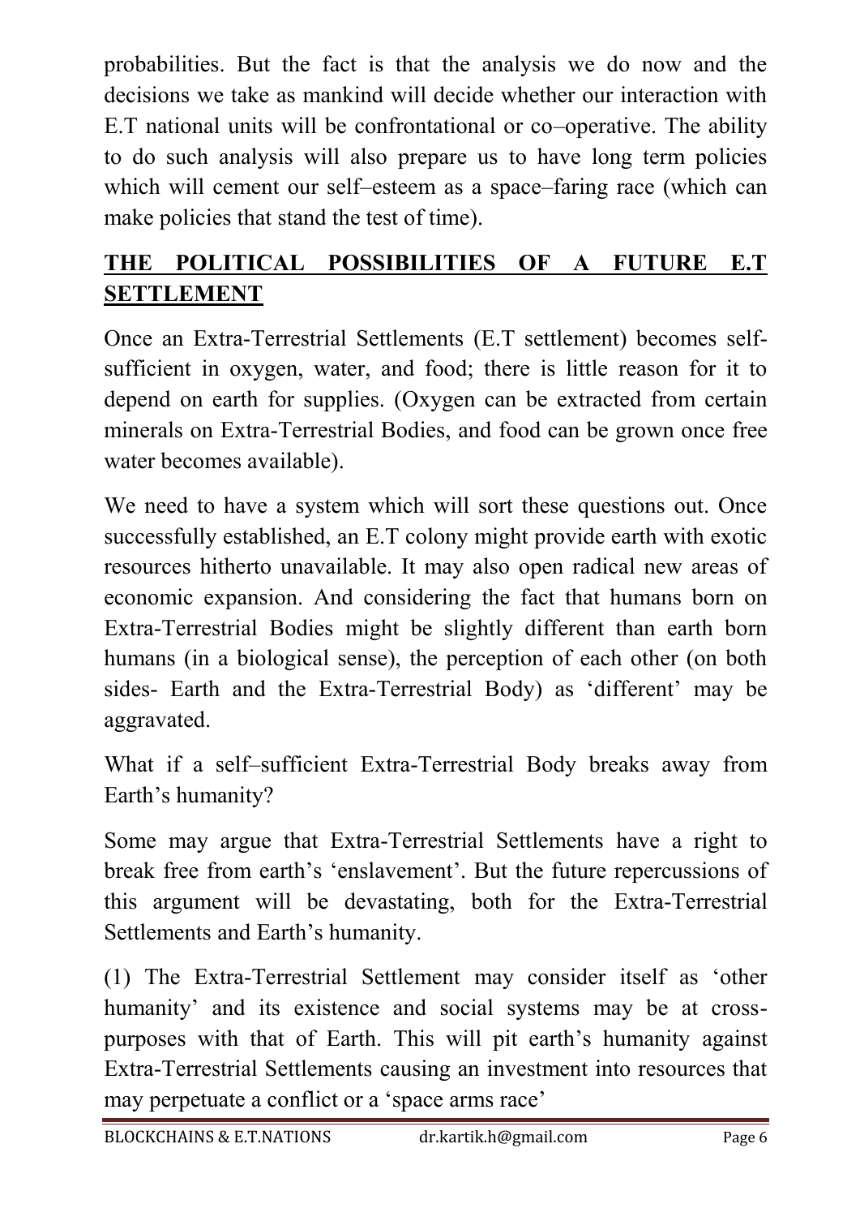probabilities. But the fact is that the analysis we do now and the decisions we take as mankind will decide whether our interaction with E.T national units will be confrontational or co–operative. The ability to do such analysis will also prepare us to have long term policies which will cement our self–esteem as a space–faring race (which can make policies that stand the test of time).

## THE POLITICAL POSSIBILITIES OF A FUTURE E.T SETTLEMENT

Once an Extra-Terrestrial Settlements (E.T settlement) becomes self-sufficient in oxygen, water, and food; there is little reason for it to depend on earth for supplies. (Oxygen can be extracted from certain minerals on Extra-Terrestrial Bodies, and food can be grown once free water becomes available).

We need to have a system which will sort these questions out. Once successfully established, an E.T colony might provide earth with exotic resources hitherto unavailable. It may also open radical new areas of economic expansion. And considering the fact that humans born on Extra-Terrestrial Bodies might be slightly different than earth born humans (in a biological sense), the perception of each other (on both sides- Earth and the Extra-Terrestrial Body) as 'different' may be aggravated.

What if a self–sufficient Extra-Terrestrial Body breaks away from Earth's humanity?

Some may argue that Extra-Terrestrial Settlements have a right to break free from earth's 'enslavement'. But the future repercussions of this argument will be devastating, both for the Extra-Terrestrial Settlements and Earth's humanity.

(1) The Extra-Terrestrial Settlement may consider itself as 'other humanity' and its existence and social systems may be at cross-purposes with that of Earth. This will pit earth's humanity against Extra-Terrestrial Settlements causing an investment into resources that may perpetuate a conflict or a 'space arms race'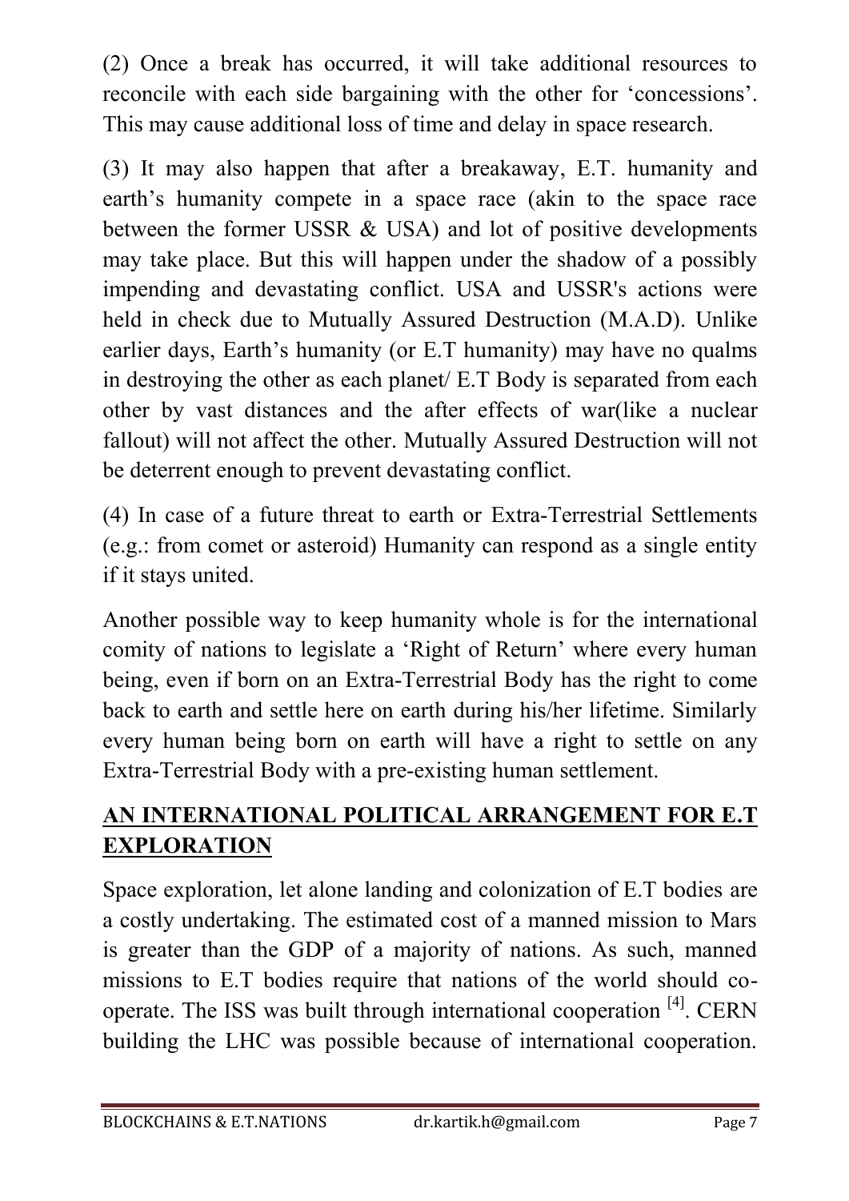(2) Once a break has occurred, it will take additional resources to reconcile with each side bargaining with the other for 'concessions'. This may cause additional loss of time and delay in space research.

(3) It may also happen that after a breakaway, E.T. humanity and earth's humanity compete in a space race (akin to the space race between the former USSR & USA) and lot of positive developments may take place. But this will happen under the shadow of a possibly impending and devastating conflict. USA and USSR's actions were held in check due to Mutually Assured Destruction (M.A.D). Unlike earlier days, Earth's humanity (or E.T humanity) may have no qualms in destroying the other as each planet/ E.T Body is separated from each other by vast distances and the after effects of war(like a nuclear fallout) will not affect the other. Mutually Assured Destruction will not be deterrent enough to prevent devastating conflict.

(4) In case of a future threat to earth or Extra-Terrestrial Settlements (e.g.: from comet or asteroid) Humanity can respond as a single entity if it stays united.

Another possible way to keep humanity whole is for the international comity of nations to legislate a 'Right of Return' where every human being, even if born on an Extra-Terrestrial Body has the right to come back to earth and settle here on earth during his/her lifetime. Similarly every human being born on earth will have a right to settle on any Extra-Terrestrial Body with a pre-existing human settlement.

## AN INTERNATIONAL POLITICAL ARRANGEMENT FOR E.T EXPLORATION

Space exploration, let alone landing and colonization of E.T bodies are a costly undertaking. The estimated cost of a manned mission to Mars is greater than the GDP of a majority of nations. As such, manned missions to E.T bodies require that nations of the world should co-operate. The ISS was built through international cooperation [4]. CERN building the LHC was possible because of international cooperation.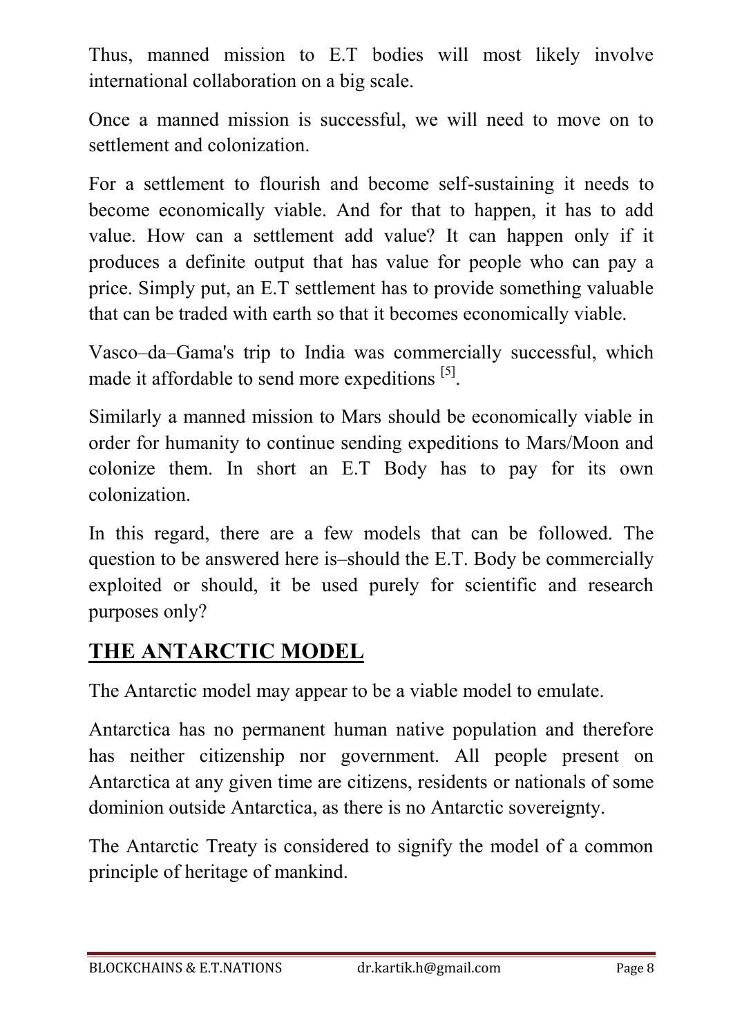Thus, manned mission to E.T bodies will most likely involve international collaboration on a big scale.

Once a manned mission is successful, we will need to move on to settlement and colonization.

For a settlement to flourish and become self-sustaining it needs to become economically viable. And for that to happen, it has to add value. How can a settlement add value? It can happen only if it produces a definite output that has value for people who can pay a price. Simply put, an E.T settlement has to provide something valuable that can be traded with earth so that it becomes economically viable.

Vasco–da–Gama's trip to India was commercially successful, which made it affordable to send more expeditions [5].

Similarly a manned mission to Mars should be economically viable in order for humanity to continue sending expeditions to Mars/Moon and colonize them. In short an E.T Body has to pay for its own colonization.

In this regard, there are a few models that can be followed. The question to be answered here is–should the E.T. Body be commercially exploited or should, it be used purely for scientific and research purposes only?

## THE ANTARCTIC MODEL

The Antarctic model may appear to be a viable model to emulate.

Antarctica has no permanent human native population and therefore has neither citizenship nor government. All people present on Antarctica at any given time are citizens, residents or nationals of some dominion outside Antarctica, as there is no Antarctic sovereignty.

The Antarctic Treaty is considered to signify the model of a common principle of heritage of mankind.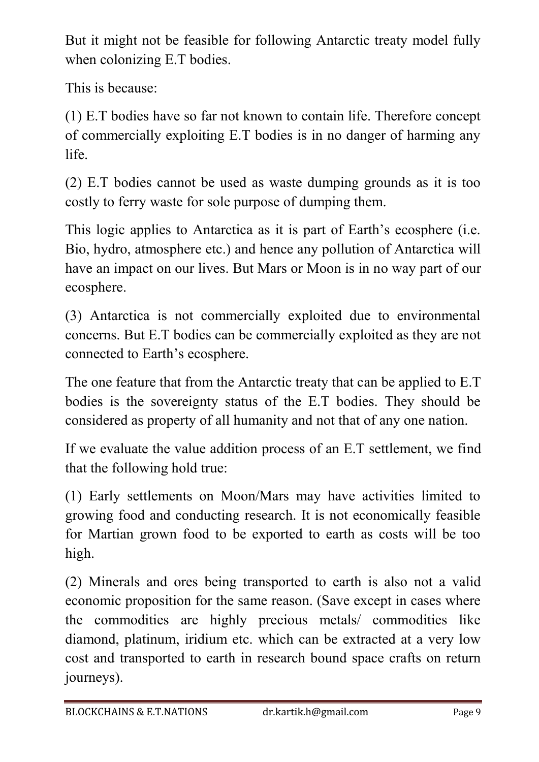But it might not be feasible for following Antarctic treaty model fully when colonizing E.T bodies.

This is because:

(1) E.T bodies have so far not known to contain life. Therefore concept of commercially exploiting E.T bodies is in no danger of harming any life.

(2) E.T bodies cannot be used as waste dumping grounds as it is too costly to ferry waste for sole purpose of dumping them.

This logic applies to Antarctica as it is part of Earth's ecosphere (i.e. Bio, hydro, atmosphere etc.) and hence any pollution of Antarctica will have an impact on our lives. But Mars or Moon is in no way part of our ecosphere.

(3) Antarctica is not commercially exploited due to environmental concerns. But E.T bodies can be commercially exploited as they are not connected to Earth's ecosphere.

The one feature that from the Antarctic treaty that can be applied to E.T bodies is the sovereignty status of the E.T bodies. They should be considered as property of all humanity and not that of any one nation.

If we evaluate the value addition process of an E.T settlement, we find that the following hold true:

(1) Early settlements on Moon/Mars may have activities limited to growing food and conducting research. It is not economically feasible for Martian grown food to be exported to earth as costs will be too high.

(2) Minerals and ores being transported to earth is also not a valid economic proposition for the same reason. (Save except in cases where the commodities are highly precious metals/ commodities like diamond, platinum, iridium etc. which can be extracted at a very low cost and transported to earth in research bound space crafts on return journeys).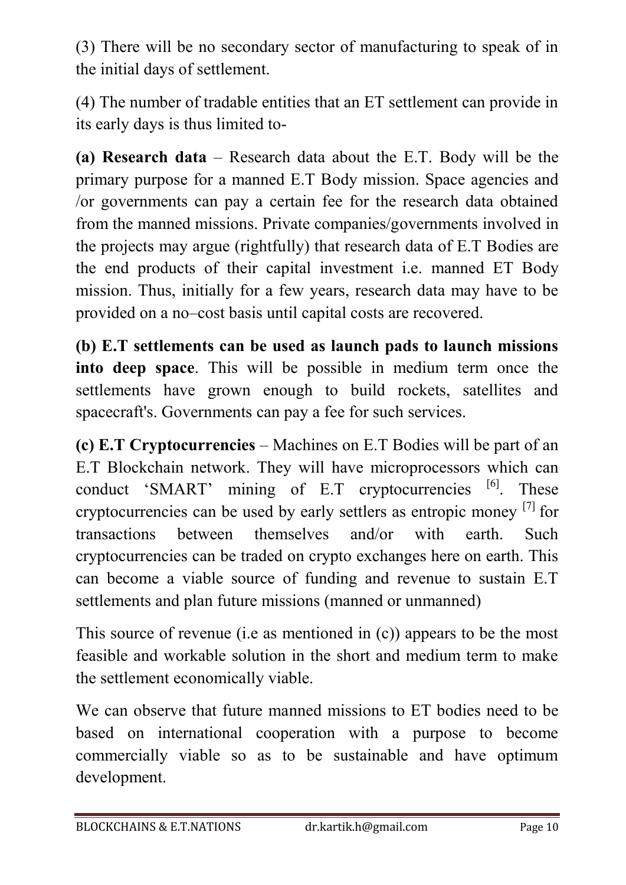(3) There will be no secondary sector of manufacturing to speak of in the initial days of settlement.

(4) The number of tradable entities that an ET settlement can provide in its early days is thus limited to-

**(a) Research data** – Research data about the E.T. Body will be the primary purpose for a manned E.T Body mission. Space agencies and /or governments can pay a certain fee for the research data obtained from the manned missions. Private companies/governments involved in the projects may argue (rightfully) that research data of E.T Bodies are the end products of their capital investment i.e. manned ET Body mission. Thus, initially for a few years, research data may have to be provided on a no–cost basis until capital costs are recovered.

**(b) E.T settlements can be used as launch pads to launch missions into deep space**. This will be possible in medium term once the settlements have grown enough to build rockets, satellites and spacecraft's. Governments can pay a fee for such services.

**(c) E.T Cryptocurrencies** – Machines on E.T Bodies will be part of an E.T Blockchain network. They will have microprocessors which can conduct 'SMART' mining of E.T cryptocurrencies [6]. These cryptocurrencies can be used by early settlers as entropic money [7] for transactions between themselves and/or with earth. Such cryptocurrencies can be traded on crypto exchanges here on earth. This can become a viable source of funding and revenue to sustain E.T settlements and plan future missions (manned or unmanned)

This source of revenue (i.e as mentioned in (c)) appears to be the most feasible and workable solution in the short and medium term to make the settlement economically viable.

We can observe that future manned missions to ET bodies need to be based on international cooperation with a purpose to become commercially viable so as to be sustainable and have optimum development.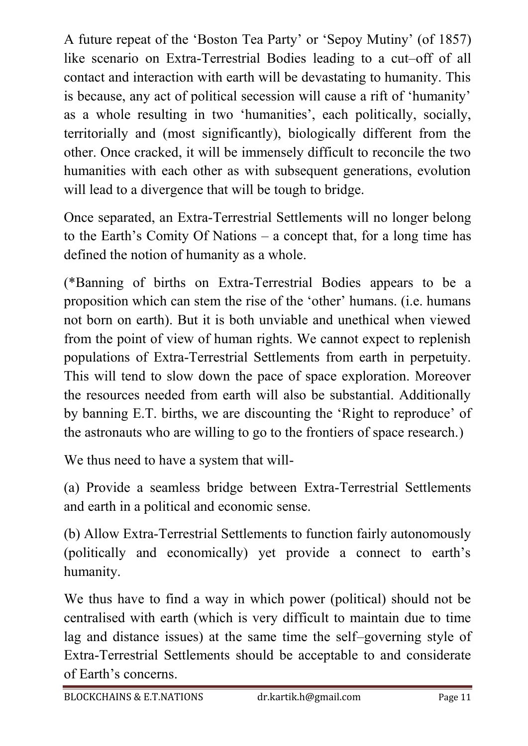A future repeat of the 'Boston Tea Party' or 'Sepoy Mutiny' (of 1857) like scenario on Extra-Terrestrial Bodies leading to a cut–off of all contact and interaction with earth will be devastating to humanity. This is because, any act of political secession will cause a rift of 'humanity' as a whole resulting in two 'humanities', each politically, socially, territorially and (most significantly), biologically different from the other. Once cracked, it will be immensely difficult to reconcile the two humanities with each other as with subsequent generations, evolution will lead to a divergence that will be tough to bridge.

Once separated, an Extra-Terrestrial Settlements will no longer belong to the Earth's Comity Of Nations – a concept that, for a long time has defined the notion of humanity as a whole.

(*Banning of births on Extra-Terrestrial Bodies appears to be a proposition which can stem the rise of the 'other' humans. (i.e. humans not born on earth). But it is both unviable and unethical when viewed from the point of view of human rights. We cannot expect to replenish populations of Extra-Terrestrial Settlements from earth in perpetuity. This will tend to slow down the pace of space exploration. Moreover the resources needed from earth will also be substantial. Additionally by banning E.T. births, we are discounting the 'Right to reproduce' of the astronauts who are willing to go to the frontiers of space research.)

We thus need to have a system that will-

(a) Provide a seamless bridge between Extra-Terrestrial Settlements and earth in a political and economic sense.

(b) Allow Extra-Terrestrial Settlements to function fairly autonomously (politically and economically) yet provide a connect to earth's humanity.

We thus have to find a way in which power (political) should not be centralised with earth (which is very difficult to maintain due to time lag and distance issues) at the same time the self–governing style of Extra-Terrestrial Settlements should be acceptable to and considerate of Earth's concerns.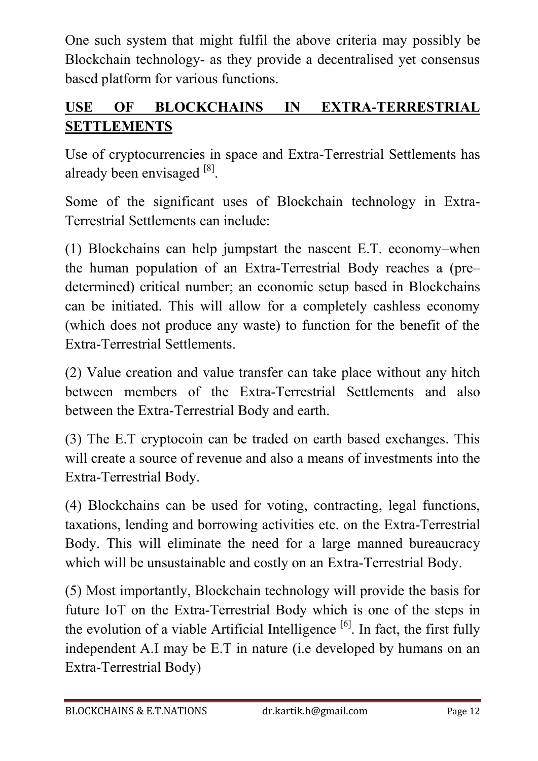One such system that might fulfil the above criteria may possibly be Blockchain technology- as they provide a decentralised yet consensus based platform for various functions.

## USE OF BLOCKCHAINS IN EXTRA-TERRESTRIAL SETTLEMENTS

Use of cryptocurrencies in space and Extra-Terrestrial Settlements has already been envisaged [8].

Some of the significant uses of Blockchain technology in Extra-Terrestrial Settlements can include:

(1) Blockchains can help jumpstart the nascent E.T. economy–when the human population of an Extra-Terrestrial Body reaches a (pre–determined) critical number; an economic setup based in Blockchains can be initiated. This will allow for a completely cashless economy (which does not produce any waste) to function for the benefit of the Extra-Terrestrial Settlements.

(2) Value creation and value transfer can take place without any hitch between members of the Extra-Terrestrial Settlements and also between the Extra-Terrestrial Body and earth.

(3) The E.T cryptocoin can be traded on earth based exchanges. This will create a source of revenue and also a means of investments into the Extra-Terrestrial Body.

(4) Blockchains can be used for voting, contracting, legal functions, taxations, lending and borrowing activities etc. on the Extra-Terrestrial Body. This will eliminate the need for a large manned bureaucracy which will be unsustainable and costly on an Extra-Terrestrial Body.

(5) Most importantly, Blockchain technology will provide the basis for future IoT on the Extra-Terrestrial Body which is one of the steps in the evolution of a viable Artificial Intelligence [6]. In fact, the first fully independent A.I may be E.T in nature (i.e developed by humans on an Extra-Terrestrial Body)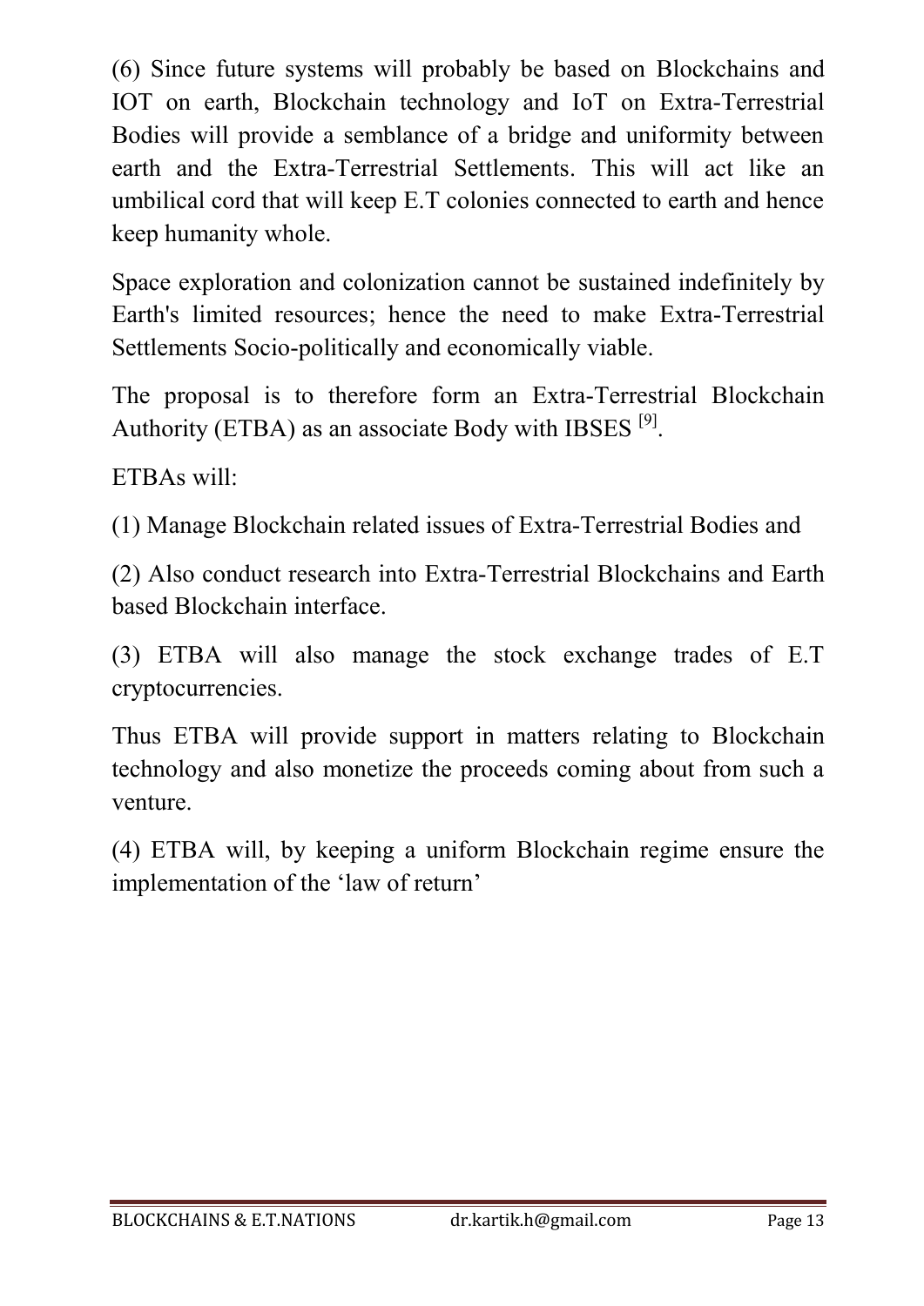(6) Since future systems will probably be based on Blockchains and IOT on earth, Blockchain technology and IoT on Extra-Terrestrial Bodies will provide a semblance of a bridge and uniformity between earth and the Extra-Terrestrial Settlements. This will act like an umbilical cord that will keep E.T colonies connected to earth and hence keep humanity whole.

Space exploration and colonization cannot be sustained indefinitely by Earth's limited resources; hence the need to make Extra-Terrestrial Settlements Socio-politically and economically viable.

The proposal is to therefore form an Extra-Terrestrial Blockchain Authority (ETBA) as an associate Body with IBSES [9].

ETBAs will:

(1) Manage Blockchain related issues of Extra-Terrestrial Bodies and

(2) Also conduct research into Extra-Terrestrial Blockchains and Earth based Blockchain interface.

(3) ETBA will also manage the stock exchange trades of E.T cryptocurrencies.

Thus ETBA will provide support in matters relating to Blockchain technology and also monetize the proceeds coming about from such a venture.

(4) ETBA will, by keeping a uniform Blockchain regime ensure the implementation of the 'law of return'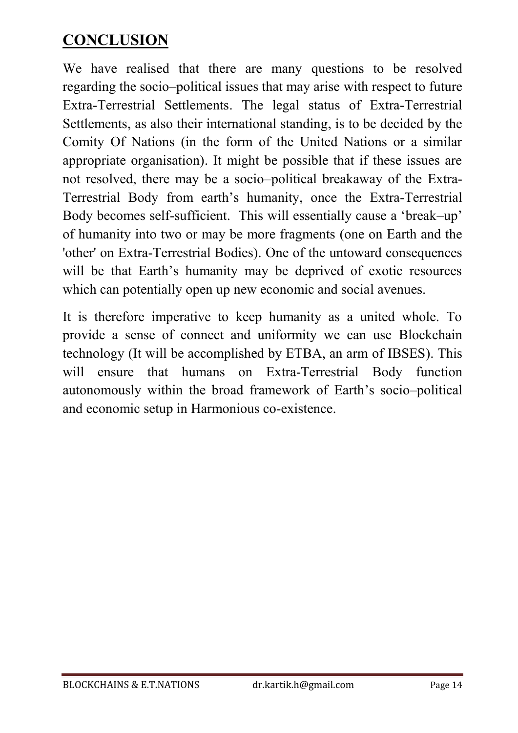## CONCLUSION

We have realised that there are many questions to be resolved regarding the socio–political issues that may arise with respect to future Extra-Terrestrial Settlements. The legal status of Extra-Terrestrial Settlements, as also their international standing, is to be decided by the Comity Of Nations (in the form of the United Nations or a similar appropriate organisation). It might be possible that if these issues are not resolved, there may be a socio–political breakaway of the Extra-Terrestrial Body from earth's humanity, once the Extra-Terrestrial Body becomes self-sufficient. This will essentially cause a 'break–up' of humanity into two or may be more fragments (one on Earth and the 'other' on Extra-Terrestrial Bodies). One of the untoward consequences will be that Earth's humanity may be deprived of exotic resources which can potentially open up new economic and social avenues.

It is therefore imperative to keep humanity as a united whole. To provide a sense of connect and uniformity we can use Blockchain technology (It will be accomplished by ETBA, an arm of IBSES). This will ensure that humans on Extra-Terrestrial Body function autonomously within the broad framework of Earth's socio–political and economic setup in Harmonious co-existence.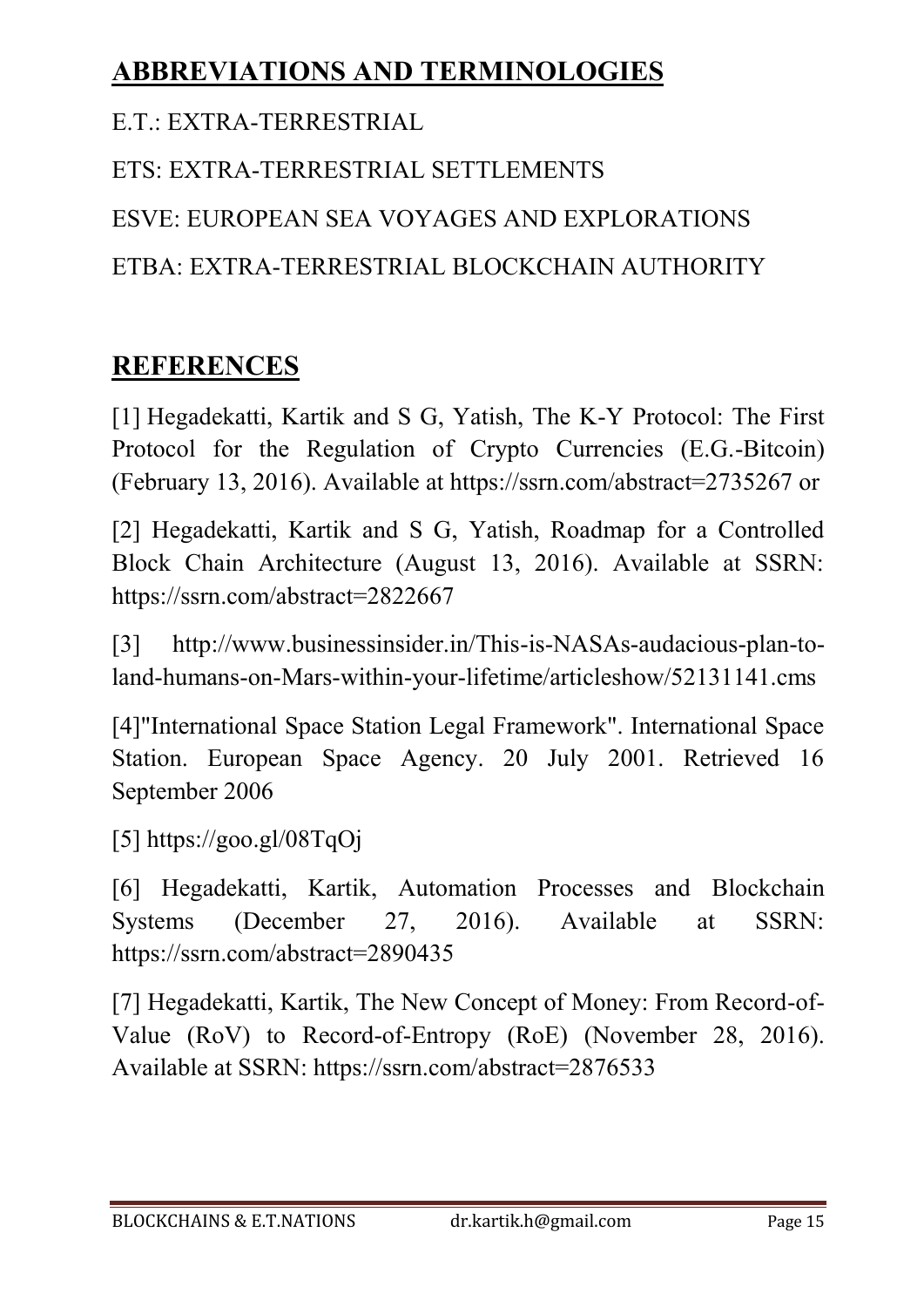## ABBREVIATIONS AND TERMINOLOGIES

E.T.: EXTRA-TERRESTRIAL

ETS: EXTRA-TERRESTRIAL SETTLEMENTS

ESVE: EUROPEAN SEA VOYAGES AND EXPLORATIONS

ETBA: EXTRA-TERRESTRIAL BLOCKCHAIN AUTHORITY

## REFERENCES

[1] Hegadekatti, Kartik and S G, Yatish, The K-Y Protocol: The First Protocol for the Regulation of Crypto Currencies (E.G.-Bitcoin) (February 13, 2016). Available at https://ssrn.com/abstract=2735267 or

[2] Hegadekatti, Kartik and S G, Yatish, Roadmap for a Controlled Block Chain Architecture (August 13, 2016). Available at SSRN: https://ssrn.com/abstract=2822667

[3] http://www.businessinsider.in/This-is-NASAs-audacious-plan-to-land-humans-on-Mars-within-your-lifetime/articleshow/52131141.cms

[4]"International Space Station Legal Framework". International Space Station. European Space Agency. 20 July 2001. Retrieved 16 September 2006

[5] https://goo.gl/08TqOj

[6] Hegadekatti, Kartik, Automation Processes and Blockchain Systems (December 27, 2016). Available at SSRN: https://ssrn.com/abstract=2890435

[7] Hegadekatti, Kartik, The New Concept of Money: From Record-of-Value (RoV) to Record-of-Entropy (RoE) (November 28, 2016). Available at SSRN: https://ssrn.com/abstract=2876533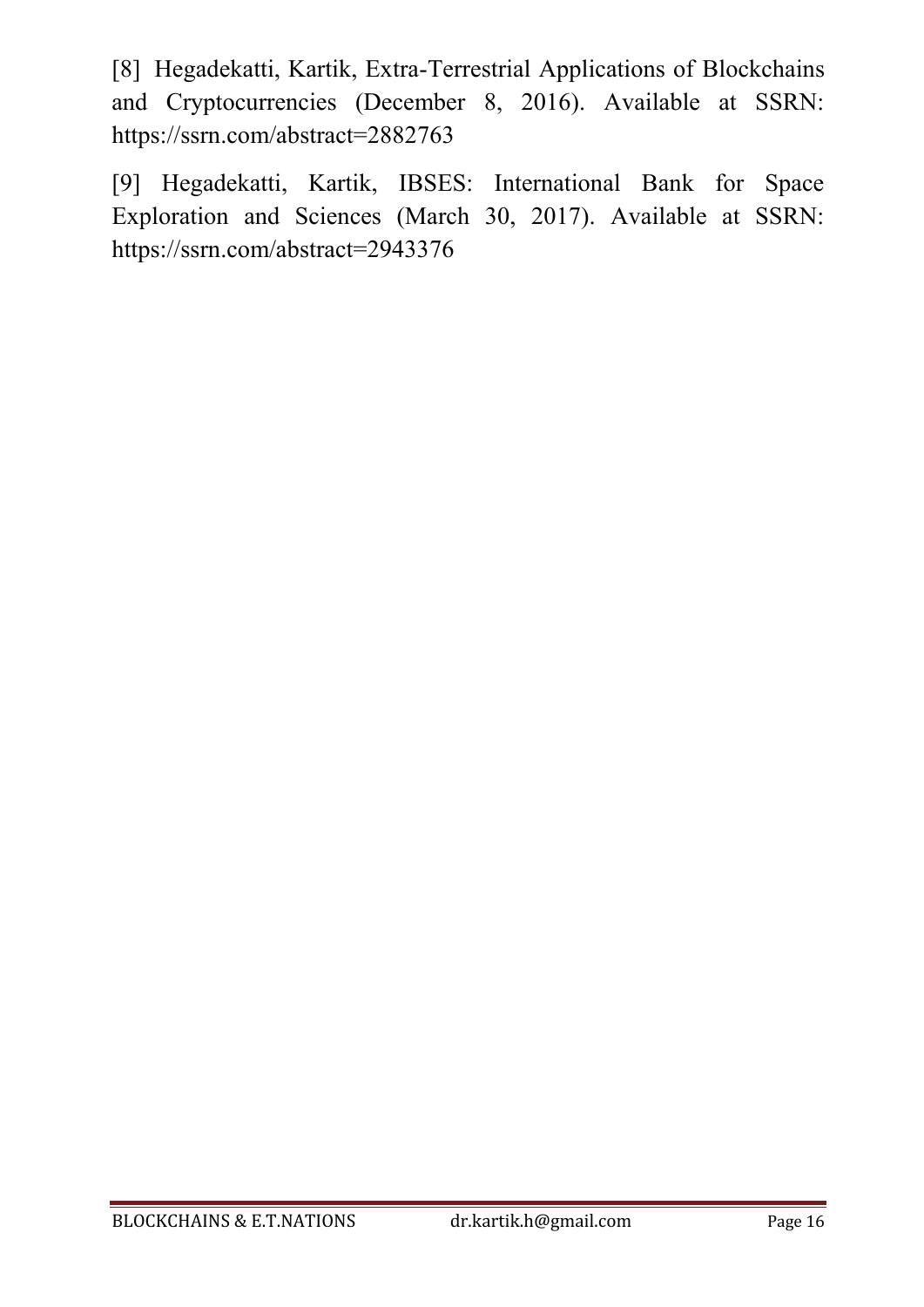[8] Hegadekatti, Kartik, Extra-Terrestrial Applications of Blockchains and Cryptocurrencies (December 8, 2016). Available at SSRN: https://ssrn.com/abstract=2882763

[9] Hegadekatti, Kartik, IBSES: International Bank for Space Exploration and Sciences (March 30, 2017). Available at SSRN: https://ssrn.com/abstract=2943376